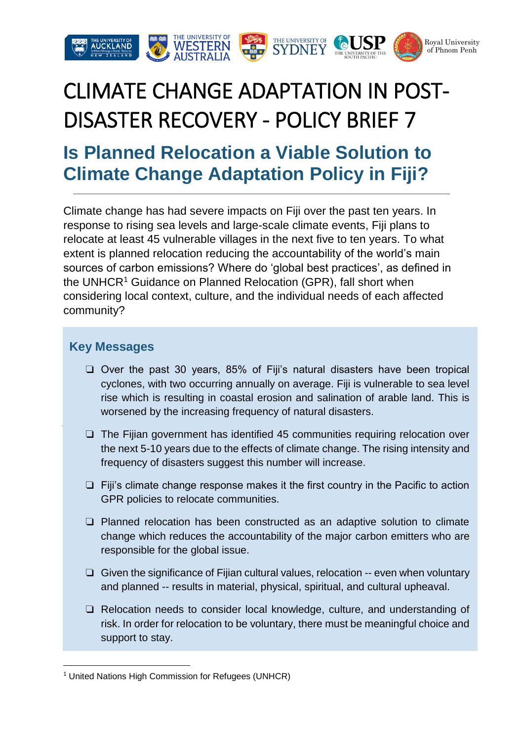# CLIMATE CHANGE ADAPTATION IN POST-DISASTER RECOVERY - POLICY BRIEF 7

## Is Planned Relocation a Viable Solution to Climate Change Adaptation Policy in Fiji?

Climate change has had severe impacts on Fiji over the past ten years. In response to rising sea levels and large-scale climate events, Fiji plans to relocate at least 45 vulnerable villages in the next five to ten years. To what extent is planned relocation reducing the accountability of the world's main sources of carbon emissions? Where do 'global best practices', as defined in the UNHCR[1] Guidance on Planned Relocation (GPR), fall short when considering local context, culture, and the individual needs of each affected community?

### Key Messages

- Over the past 30 years, 85% of Fiji's natural disasters have been tropical cyclones, with two occurring annually on average. Fiji is vulnerable to sea level rise which is resulting in coastal erosion and salination of arable land. This is worsened by the increasing frequency of natural disasters.
- The Fijian government has identified 45 communities requiring relocation over the next 5-10 years due to the effects of climate change. The rising intensity and frequency of disasters suggest this number will increase.
- Fiji's climate change response makes it the first country in the Pacific to action GPR policies to relocate communities.
- Planned relocation has been constructed as an adaptive solution to climate change which reduces the accountability of the major carbon emitters who are responsible for the global issue.
- Given the significance of Fijian cultural values, relocation -- even when voluntary and planned -- results in material, physical, spiritual, and cultural upheaval.
- Relocation needs to consider local knowledge, culture, and understanding of risk. In order for relocation to be voluntary, there must be meaningful choice and support to stay.

[1] United Nations High Commission for Refugees (UNHCR)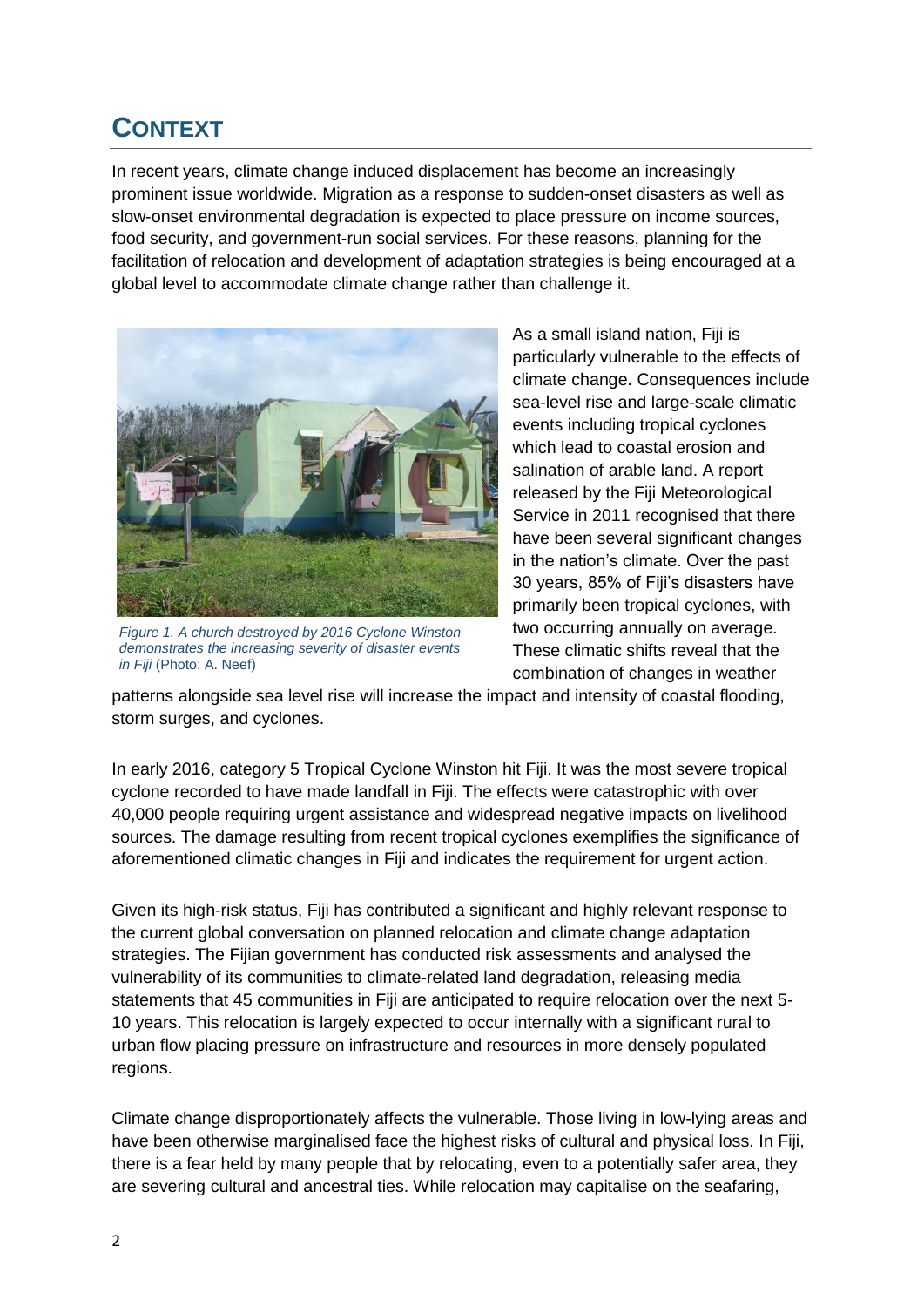## CONTEXT

In recent years, climate change induced displacement has become an increasingly prominent issue worldwide. Migration as a response to sudden-onset disasters as well as slow-onset environmental degradation is expected to place pressure on income sources, food security, and government-run social services. For these reasons, planning for the facilitation of relocation and development of adaptation strategies is being encouraged at a global level to accommodate climate change rather than challenge it.

*Figure 1. A church destroyed by 2016 Cyclone Winston demonstrates the increasing severity of disaster events in Fiji* (Photo: A. Neef)

As a small island nation, Fiji is particularly vulnerable to the effects of climate change. Consequences include sea-level rise and large-scale climatic events including tropical cyclones which lead to coastal erosion and salination of arable land. A report released by the Fiji Meteorological Service in 2011 recognised that there have been several significant changes in the nation's climate. Over the past 30 years, 85% of Fiji's disasters have primarily been tropical cyclones, with two occurring annually on average. These climatic shifts reveal that the combination of changes in weather patterns alongside sea level rise will increase the impact and intensity of coastal flooding, storm surges, and cyclones.

In early 2016, category 5 Tropical Cyclone Winston hit Fiji. It was the most severe tropical cyclone recorded to have made landfall in Fiji. The effects were catastrophic with over 40,000 people requiring urgent assistance and widespread negative impacts on livelihood sources. The damage resulting from recent tropical cyclones exemplifies the significance of aforementioned climatic changes in Fiji and indicates the requirement for urgent action.

Given its high-risk status, Fiji has contributed a significant and highly relevant response to the current global conversation on planned relocation and climate change adaptation strategies. The Fijian government has conducted risk assessments and analysed the vulnerability of its communities to climate-related land degradation, releasing media statements that 45 communities in Fiji are anticipated to require relocation over the next 5-10 years. This relocation is largely expected to occur internally with a significant rural to urban flow placing pressure on infrastructure and resources in more densely populated regions.

Climate change disproportionately affects the vulnerable. Those living in low-lying areas and have been otherwise marginalised face the highest risks of cultural and physical loss. In Fiji, there is a fear held by many people that by relocating, even to a potentially safer area, they are severing cultural and ancestral ties. While relocation may capitalise on the seafaring,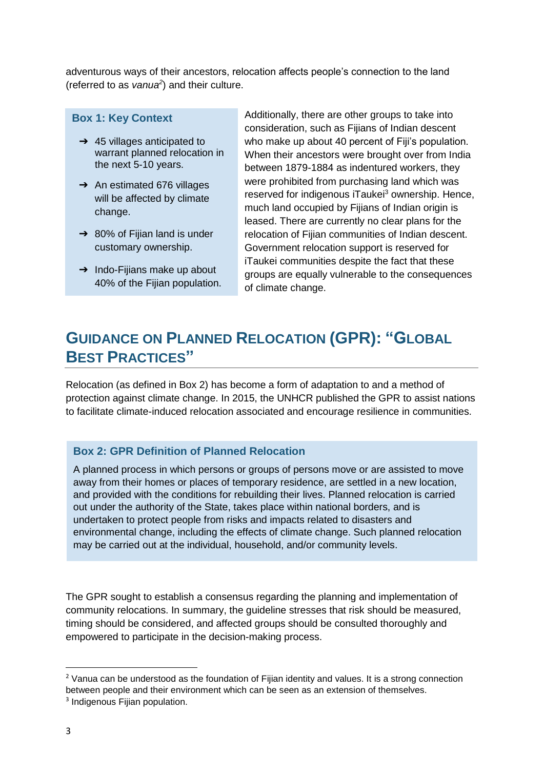adventurous ways of their ancestors, relocation affects people's connection to the land (referred to as *vanua*[2]) and their culture.

**Box 1: Key Context**

- ➔ 45 villages anticipated to warrant planned relocation in the next 5-10 years.
- ➔ An estimated 676 villages will be affected by climate change.
- ➔ 80% of Fijian land is under customary ownership.
- ➔ Indo-Fijians make up about 40% of the Fijian population.

Additionally, there are other groups to take into consideration, such as Fijians of Indian descent who make up about 40 percent of Fiji's population. When their ancestors were brought over from India between 1879-1884 as indentured workers, they were prohibited from purchasing land which was reserved for indigenous iTaukei[3] ownership. Hence, much land occupied by Fijians of Indian origin is leased. There are currently no clear plans for the relocation of Fijian communities of Indian descent. Government relocation support is reserved for iTaukei communities despite the fact that these groups are equally vulnerable to the consequences of climate change.

## Guidance on Planned Relocation (GPR): "Global Best Practices"

Relocation (as defined in Box 2) has become a form of adaptation to and a method of protection against climate change. In 2015, the UNHCR published the GPR to assist nations to facilitate climate-induced relocation associated and encourage resilience in communities.

**Box 2: GPR Definition of Planned Relocation**

A planned process in which persons or groups of persons move or are assisted to move away from their homes or places of temporary residence, are settled in a new location, and provided with the conditions for rebuilding their lives. Planned relocation is carried out under the authority of the State, takes place within national borders, and is undertaken to protect people from risks and impacts related to disasters and environmental change, including the effects of climate change. Such planned relocation may be carried out at the individual, household, and/or community levels.

The GPR sought to establish a consensus regarding the planning and implementation of community relocations. In summary, the guideline stresses that risk should be measured, timing should be considered, and affected groups should be consulted thoroughly and empowered to participate in the decision-making process.

---

[2] Vanua can be understood as the foundation of Fijian identity and values. It is a strong connection between people and their environment which can be seen as an extension of themselves.

[3] Indigenous Fijian population.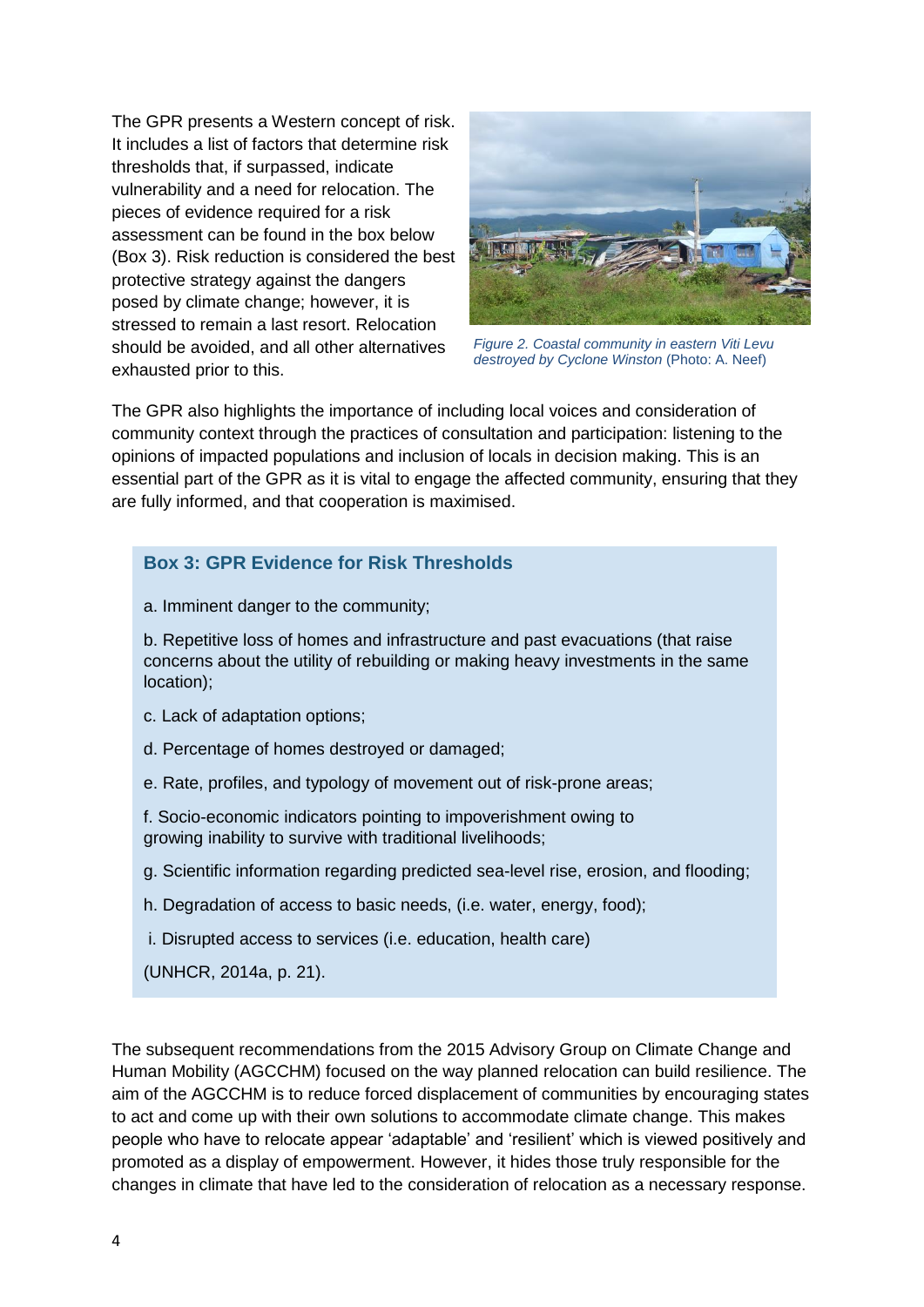The GPR presents a Western concept of risk. It includes a list of factors that determine risk thresholds that, if surpassed, indicate vulnerability and a need for relocation. The pieces of evidence required for a risk assessment can be found in the box below (Box 3). Risk reduction is considered the best protective strategy against the dangers posed by climate change; however, it is stressed to remain a last resort. Relocation should be avoided, and all other alternatives exhausted prior to this.

*Figure 2. Coastal community in eastern Viti Levu destroyed by Cyclone Winston* (Photo: A. Neef)

The GPR also highlights the importance of including local voices and consideration of community context through the practices of consultation and participation: listening to the opinions of impacted populations and inclusion of locals in decision making. This is an essential part of the GPR as it is vital to engage the affected community, ensuring that they are fully informed, and that cooperation is maximised.

### Box 3: GPR Evidence for Risk Thresholds

a. Imminent danger to the community;

b. Repetitive loss of homes and infrastructure and past evacuations (that raise concerns about the utility of rebuilding or making heavy investments in the same location);

c. Lack of adaptation options;

d. Percentage of homes destroyed or damaged;

e. Rate, profiles, and typology of movement out of risk-prone areas;

f. Socio-economic indicators pointing to impoverishment owing to growing inability to survive with traditional livelihoods;

g. Scientific information regarding predicted sea-level rise, erosion, and flooding;

h. Degradation of access to basic needs, (i.e. water, energy, food);

i. Disrupted access to services (i.e. education, health care)

(UNHCR, 2014a, p. 21).

The subsequent recommendations from the 2015 Advisory Group on Climate Change and Human Mobility (AGCCHM) focused on the way planned relocation can build resilience. The aim of the AGCCHM is to reduce forced displacement of communities by encouraging states to act and come up with their own solutions to accommodate climate change. This makes people who have to relocate appear 'adaptable' and 'resilient' which is viewed positively and promoted as a display of empowerment. However, it hides those truly responsible for the changes in climate that have led to the consideration of relocation as a necessary response.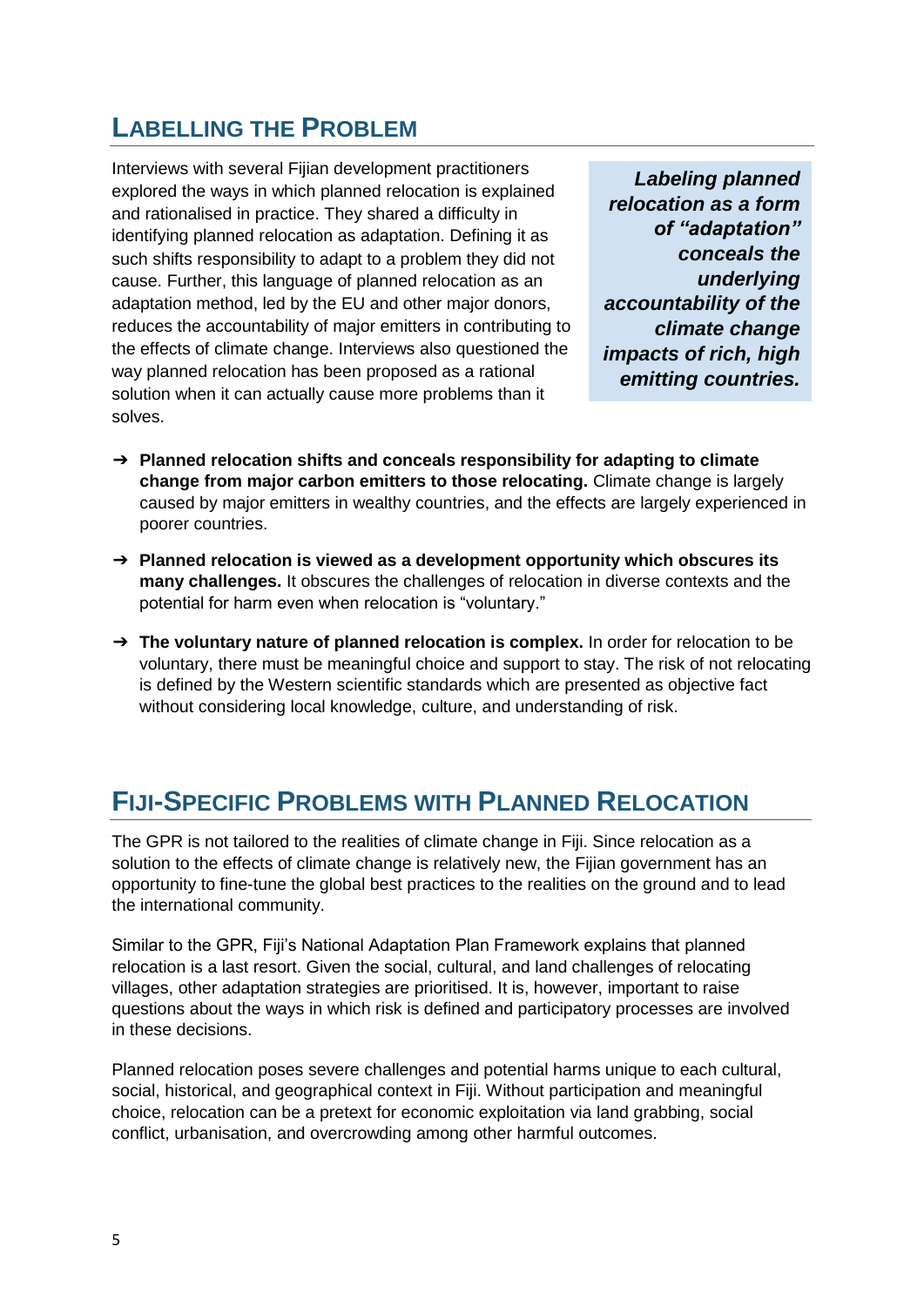## Labelling the Problem

Interviews with several Fijian development practitioners explored the ways in which planned relocation is explained and rationalised in practice. They shared a difficulty in identifying planned relocation as adaptation. Defining it as such shifts responsibility to adapt to a problem they did not cause. Further, this language of planned relocation as an adaptation method, led by the EU and other major donors, reduces the accountability of major emitters in contributing to the effects of climate change. Interviews also questioned the way planned relocation has been proposed as a rational solution when it can actually cause more problems than it solves.

> ***Labeling planned relocation as a form of "adaptation" conceals the underlying accountability of the climate change impacts of rich, high emitting countries.***

- **Planned relocation shifts and conceals responsibility for adapting to climate change from major carbon emitters to those relocating.** Climate change is largely caused by major emitters in wealthy countries, and the effects are largely experienced in poorer countries.
- **Planned relocation is viewed as a development opportunity which obscures its many challenges.** It obscures the challenges of relocation in diverse contexts and the potential for harm even when relocation is "voluntary."
- **The voluntary nature of planned relocation is complex.** In order for relocation to be voluntary, there must be meaningful choice and support to stay. The risk of not relocating is defined by the Western scientific standards which are presented as objective fact without considering local knowledge, culture, and understanding of risk.

## Fiji-Specific Problems with Planned Relocation

The GPR is not tailored to the realities of climate change in Fiji. Since relocation as a solution to the effects of climate change is relatively new, the Fijian government has an opportunity to fine-tune the global best practices to the realities on the ground and to lead the international community.

Similar to the GPR, Fiji's National Adaptation Plan Framework explains that planned relocation is a last resort. Given the social, cultural, and land challenges of relocating villages, other adaptation strategies are prioritised. It is, however, important to raise questions about the ways in which risk is defined and participatory processes are involved in these decisions.

Planned relocation poses severe challenges and potential harms unique to each cultural, social, historical, and geographical context in Fiji. Without participation and meaningful choice, relocation can be a pretext for economic exploitation via land grabbing, social conflict, urbanisation, and overcrowding among other harmful outcomes.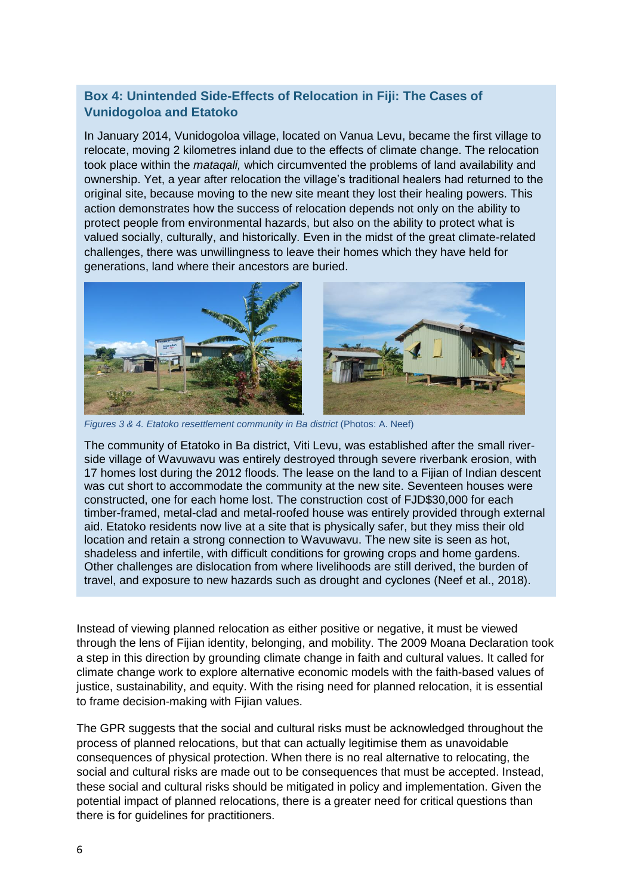### Box 4: Unintended Side-Effects of Relocation in Fiji: The Cases of Vunidogoloa and Etatoko

In January 2014, Vunidogoloa village, located on Vanua Levu, became the first village to relocate, moving 2 kilometres inland due to the effects of climate change. The relocation took place within the *mataqali,* which circumvented the problems of land availability and ownership. Yet, a year after relocation the village's traditional healers had returned to the original site, because moving to the new site meant they lost their healing powers. This action demonstrates how the success of relocation depends not only on the ability to protect people from environmental hazards, but also on the ability to protect what is valued socially, culturally, and historically. Even in the midst of the great climate-related challenges, there was unwillingness to leave their homes which they have held for generations, land where their ancestors are buried.

*Figures 3 & 4. Etatoko resettlement community in Ba district* (Photos: A. Neef)

The community of Etatoko in Ba district, Viti Levu, was established after the small river-side village of Wavuwavu was entirely destroyed through severe riverbank erosion, with 17 homes lost during the 2012 floods. The lease on the land to a Fijian of Indian descent was cut short to accommodate the community at the new site. Seventeen houses were constructed, one for each home lost. The construction cost of FJD$30,000 for each timber-framed, metal-clad and metal-roofed house was entirely provided through external aid. Etatoko residents now live at a site that is physically safer, but they miss their old location and retain a strong connection to Wavuwavu. The new site is seen as hot, shadeless and infertile, with difficult conditions for growing crops and home gardens. Other challenges are dislocation from where livelihoods are still derived, the burden of travel, and exposure to new hazards such as drought and cyclones (Neef et al., 2018).

Instead of viewing planned relocation as either positive or negative, it must be viewed through the lens of Fijian identity, belonging, and mobility. The 2009 Moana Declaration took a step in this direction by grounding climate change in faith and cultural values. It called for climate change work to explore alternative economic models with the faith-based values of justice, sustainability, and equity. With the rising need for planned relocation, it is essential to frame decision-making with Fijian values.

The GPR suggests that the social and cultural risks must be acknowledged throughout the process of planned relocations, but that can actually legitimise them as unavoidable consequences of physical protection. When there is no real alternative to relocating, the social and cultural risks are made out to be consequences that must be accepted. Instead, these social and cultural risks should be mitigated in policy and implementation. Given the potential impact of planned relocations, there is a greater need for critical questions than there is for guidelines for practitioners.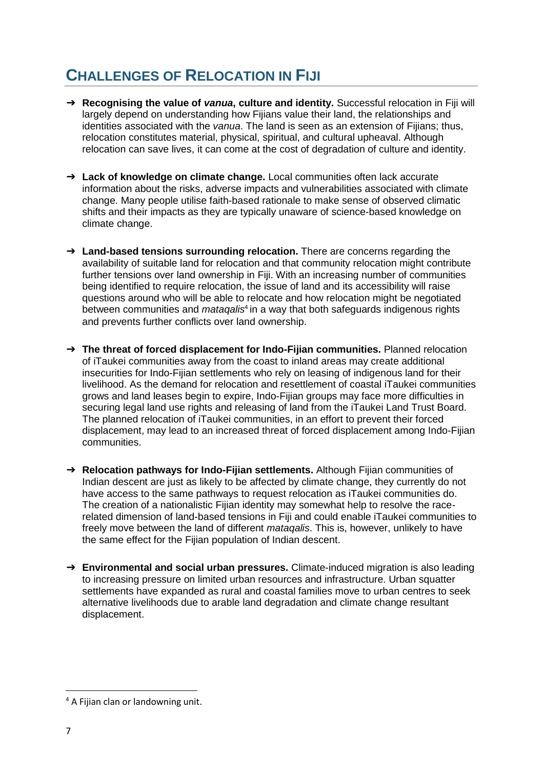## CHALLENGES OF RELOCATION IN FIJI

- **Recognising the value of *vanua*, culture and identity.** Successful relocation in Fiji will largely depend on understanding how Fijians value their land, the relationships and identities associated with the *vanua*. The land is seen as an extension of Fijians; thus, relocation constitutes material, physical, spiritual, and cultural upheaval. Although relocation can save lives, it can come at the cost of degradation of culture and identity.

- **Lack of knowledge on climate change.** Local communities often lack accurate information about the risks, adverse impacts and vulnerabilities associated with climate change. Many people utilise faith-based rationale to make sense of observed climatic shifts and their impacts as they are typically unaware of science-based knowledge on climate change.

- **Land-based tensions surrounding relocation.** There are concerns regarding the availability of suitable land for relocation and that community relocation might contribute further tensions over land ownership in Fiji. With an increasing number of communities being identified to require relocation, the issue of land and its accessibility will raise questions around who will be able to relocate and how relocation might be negotiated between communities and *mataqalis*[4] in a way that both safeguards indigenous rights and prevents further conflicts over land ownership.

- **The threat of forced displacement for Indo-Fijian communities.** Planned relocation of iTaukei communities away from the coast to inland areas may create additional insecurities for Indo-Fijian settlements who rely on leasing of indigenous land for their livelihood. As the demand for relocation and resettlement of coastal iTaukei communities grows and land leases begin to expire, Indo-Fijian groups may face more difficulties in securing legal land use rights and releasing of land from the iTaukei Land Trust Board. The planned relocation of iTaukei communities, in an effort to prevent their forced displacement, may lead to an increased threat of forced displacement among Indo-Fijian communities.

- **Relocation pathways for Indo-Fijian settlements.** Although Fijian communities of Indian descent are just as likely to be affected by climate change, they currently do not have access to the same pathways to request relocation as iTaukei communities do. The creation of a nationalistic Fijian identity may somewhat help to resolve the race-related dimension of land-based tensions in Fiji and could enable iTaukei communities to freely move between the land of different *mataqalis*. This is, however, unlikely to have the same effect for the Fijian population of Indian descent.

- **Environmental and social urban pressures.** Climate-induced migration is also leading to increasing pressure on limited urban resources and infrastructure. Urban squatter settlements have expanded as rural and coastal families move to urban centres to seek alternative livelihoods due to arable land degradation and climate change resultant displacement.

---

[4] A Fijian clan or landowning unit.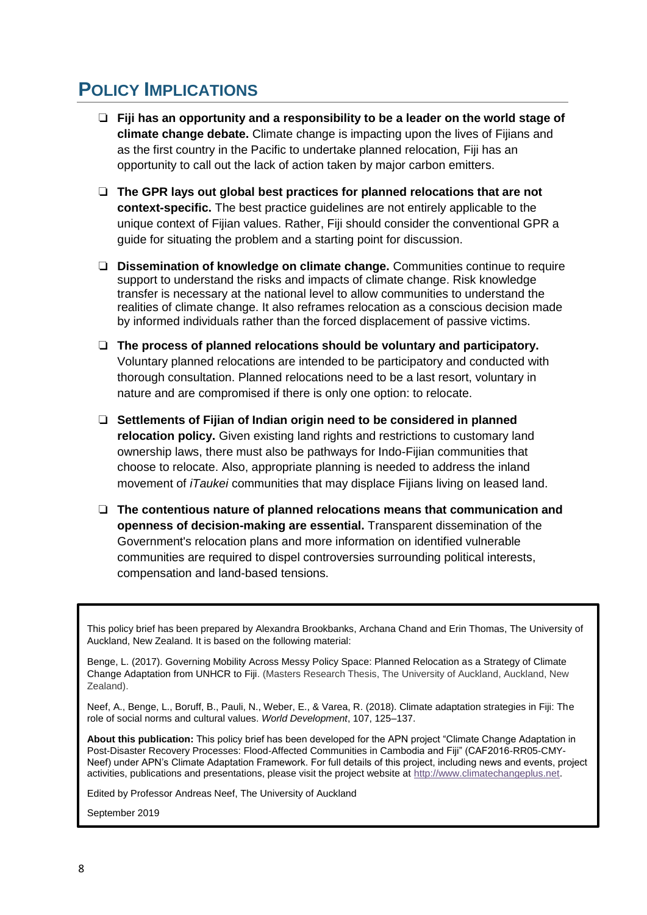## POLICY IMPLICATIONS

- **Fiji has an opportunity and a responsibility to be a leader on the world stage of climate change debate.** Climate change is impacting upon the lives of Fijians and as the first country in the Pacific to undertake planned relocation, Fiji has an opportunity to call out the lack of action taken by major carbon emitters.
- **The GPR lays out global best practices for planned relocations that are not context-specific.** The best practice guidelines are not entirely applicable to the unique context of Fijian values. Rather, Fiji should consider the conventional GPR a guide for situating the problem and a starting point for discussion.
- **Dissemination of knowledge on climate change.** Communities continue to require support to understand the risks and impacts of climate change. Risk knowledge transfer is necessary at the national level to allow communities to understand the realities of climate change. It also reframes relocation as a conscious decision made by informed individuals rather than the forced displacement of passive victims.
- **The process of planned relocations should be voluntary and participatory.** Voluntary planned relocations are intended to be participatory and conducted with thorough consultation. Planned relocations need to be a last resort, voluntary in nature and are compromised if there is only one option: to relocate.
- **Settlements of Fijian of Indian origin need to be considered in planned relocation policy.** Given existing land rights and restrictions to customary land ownership laws, there must also be pathways for Indo-Fijian communities that choose to relocate. Also, appropriate planning is needed to address the inland movement of *iTaukei* communities that may displace Fijians living on leased land.
- **The contentious nature of planned relocations means that communication and openness of decision-making are essential.** Transparent dissemination of the Government's relocation plans and more information on identified vulnerable communities are required to dispel controversies surrounding political interests, compensation and land-based tensions.

---

This policy brief has been prepared by Alexandra Brookbanks, Archana Chand and Erin Thomas, The University of Auckland, New Zealand. It is based on the following material:

Benge, L. (2017). Governing Mobility Across Messy Policy Space: Planned Relocation as a Strategy of Climate Change Adaptation from UNHCR to Fiji. (Masters Research Thesis, The University of Auckland, Auckland, New Zealand).

Neef, A., Benge, L., Boruff, B., Pauli, N., Weber, E., & Varea, R. (2018). Climate adaptation strategies in Fiji: The role of social norms and cultural values. *World Development*, 107, 125–137.

**About this publication:** This policy brief has been developed for the APN project "Climate Change Adaptation in Post-Disaster Recovery Processes: Flood-Affected Communities in Cambodia and Fiji" (CAF2016-RR05-CMY-Neef) under APN's Climate Adaptation Framework. For full details of this project, including news and events, project activities, publications and presentations, please visit the project website at http://www.climatechangeplus.net.

Edited by Professor Andreas Neef, The University of Auckland

September 2019